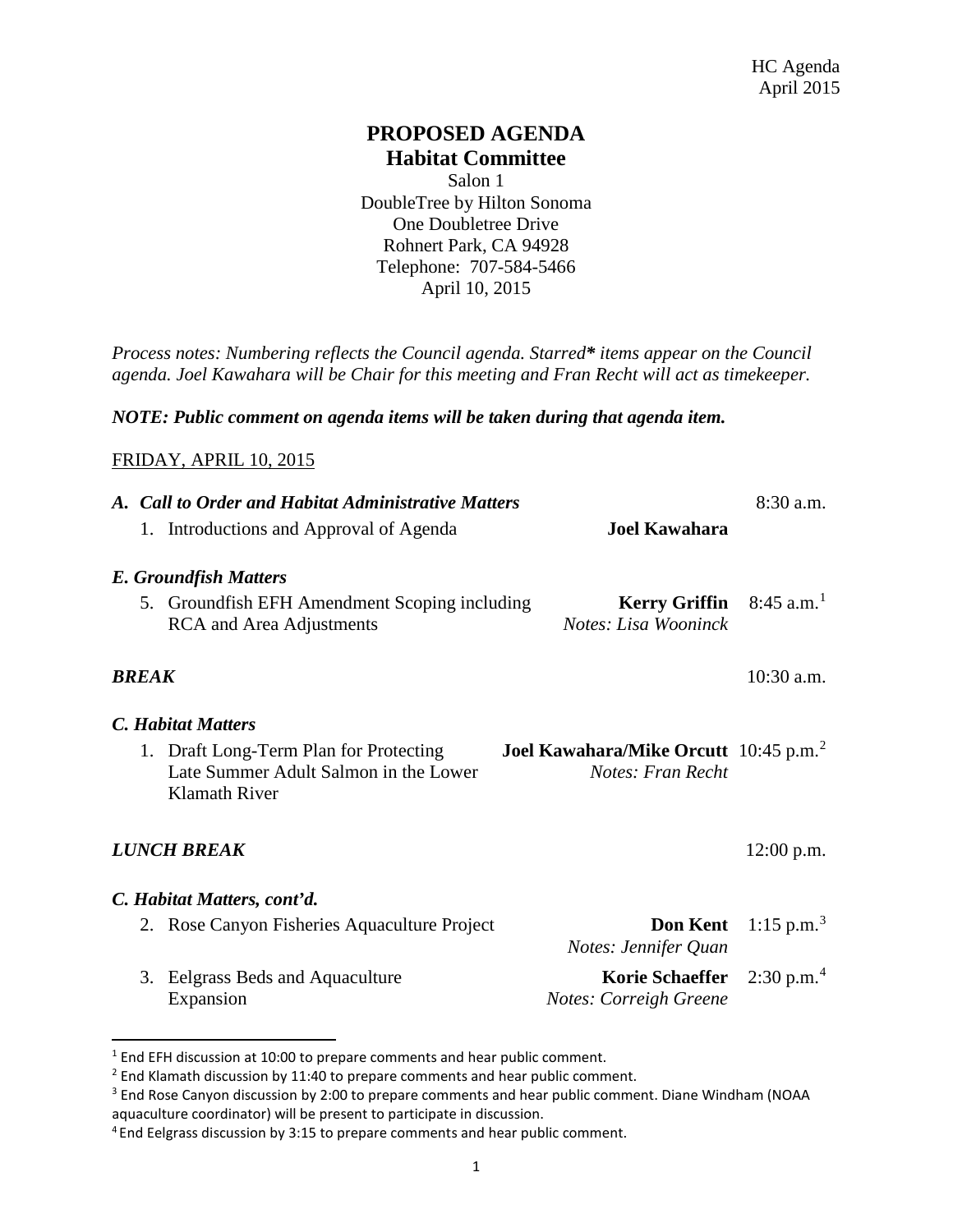# PROPOSED AGENDA

## Habitat Committee

Salon 1
DoubleTree by Hilton Sonoma
One Doubletree Drive
Rohnert Park, CA 94928
Telephone: 707-584-5466
April 10, 2015

*Process notes: Numbering reflects the Council agenda. Starred\* items appear on the Council agenda. Joel Kawahara will be Chair for this meeting and Fran Recht will act as timekeeper.*

***NOTE: Public comment on agenda items will be taken during that agenda item.***

FRIDAY, APRIL 10, 2015

| | | |
|---|---|---|
| ***A. Call to Order and Habitat Administrative Matters*** | | 8:30 a.m. |
| 1. Introductions and Approval of Agenda | **Joel Kawahara** | |
| ***E. Groundfish Matters*** | | |
| 5. Groundfish EFH Amendment Scoping including RCA and Area Adjustments | **Kerry Griffin** *Notes: Lisa Wooninck* | 8:45 a.m.[1] |
| ***BREAK*** | | 10:30 a.m. |
| ***C. Habitat Matters*** | | |
| 1. Draft Long-Term Plan for Protecting Late Summer Adult Salmon in the Lower Klamath River | **Joel Kawahara/Mike Orcutt** *Notes: Fran Recht* | 10:45 p.m.[2] |
| ***LUNCH BREAK*** | | 12:00 p.m. |
| ***C. Habitat Matters, cont'd.*** | | |
| 2. Rose Canyon Fisheries Aquaculture Project | **Don Kent** *Notes: Jennifer Quan* | 1:15 p.m.[3] |
| 3. Eelgrass Beds and Aquaculture Expansion | **Korie Schaeffer** *Notes: Correigh Greene* | 2:30 p.m.[4] |

[1] End EFH discussion at 10:00 to prepare comments and hear public comment.
[2] End Klamath discussion by 11:40 to prepare comments and hear public comment.
[3] End Rose Canyon discussion by 2:00 to prepare comments and hear public comment. Diane Windham (NOAA aquaculture coordinator) will be present to participate in discussion.
[4] End Eelgrass discussion by 3:15 to prepare comments and hear public comment.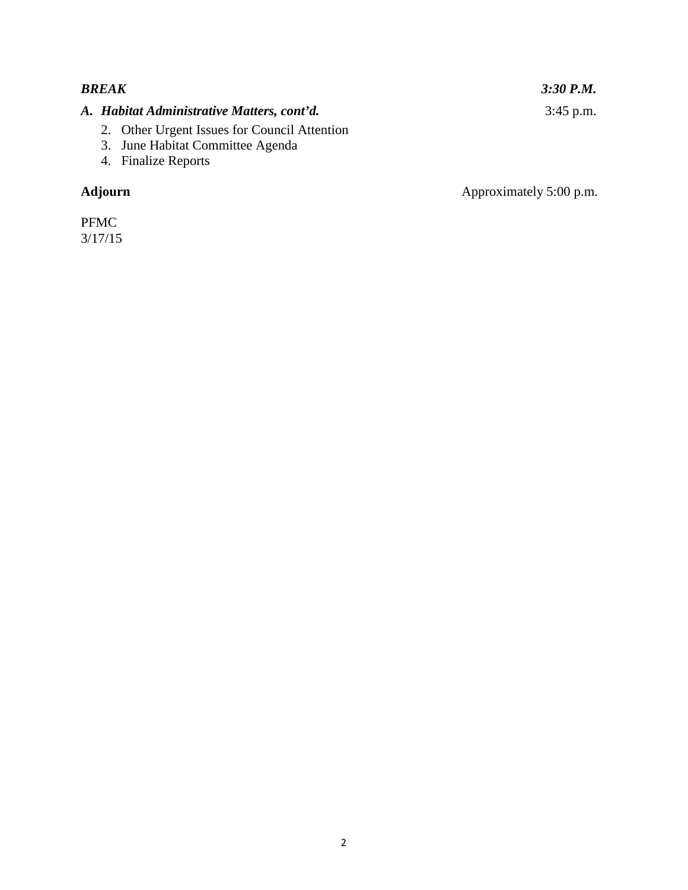***BREAK*** ***3:30 P.M.***

***A. Habitat Administrative Matters, cont'd.*** 3:45 p.m.

2. Other Urgent Issues for Council Attention
3. June Habitat Committee Agenda
4. Finalize Reports

**Adjourn** Approximately 5:00 p.m.

PFMC
3/17/15